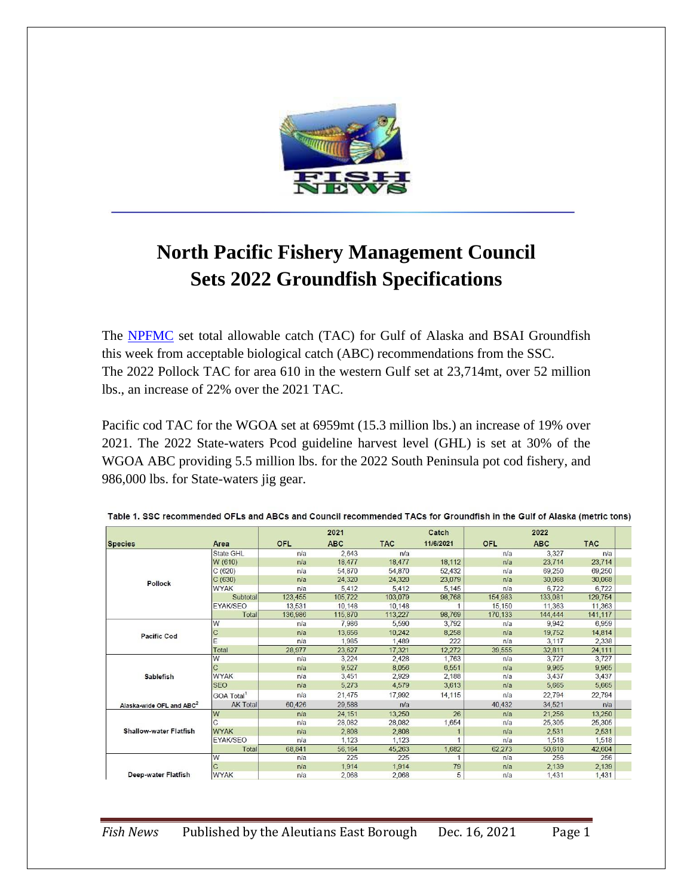# North Pacific Fishery Management Council Sets 2022 Groundfish Specifications

The [NPFMC](NPFMC) set total allowable catch (TAC) for Gulf of Alaska and BSAI Groundfish this week from acceptable biological catch (ABC) recommendations from the SSC. The 2022 Pollock TAC for area 610 in the western Gulf set at 23,714mt, over 52 million lbs., an increase of 22% over the 2021 TAC.

Pacific cod TAC for the WGOA set at 6959mt (15.3 million lbs.) an increase of 19% over 2021. The 2022 State-waters Pcod guideline harvest level (GHL) is set at 30% of the WGOA ABC providing 5.5 million lbs. for the 2022 South Peninsula pot cod fishery, and 986,000 lbs. for State-waters jig gear.

**Table 1. SSC recommended OFLs and ABCs and Council recommended TACs for Groundfish in the Gulf of Alaska (metric tons)**

| | | 2021 | | | Catch | 2022 | | |
|---|---|---|---|---|---|---|---|---|
| **Species** | **Area** | **OFL** | **ABC** | **TAC** | **11/6/2021** | **OFL** | **ABC** | **TAC** |
| Pollock | State GHL | n/a | 2,643 | n/a | | n/a | 3,327 | n/a |
| | W (610) | n/a | 18,477 | 18,477 | 18,112 | n/a | 23,714 | 23,714 |
| | C (620) | n/a | 54,870 | 54,870 | 52,432 | n/a | 69,250 | 69,250 |
| | C (630) | n/a | 24,320 | 24,320 | 23,079 | n/a | 30,068 | 30,068 |
| | WYAK | n/a | 5,412 | 5,412 | 5,145 | n/a | 6,722 | 6,722 |
| | Subtotal | 123,455 | 105,722 | 103,079 | 98,768 | 154,983 | 133,081 | 129,754 |
| | EYAK/SEO | 13,531 | 10,148 | 10,148 | 1 | 15,150 | 11,363 | 11,363 |
| | Total | 136,986 | 115,870 | 113,227 | 98,769 | 170,133 | 144,444 | 141,117 |
| Pacific Cod | W | n/a | 7,988 | 5,590 | 3,792 | n/a | 9,942 | 6,959 |
| | C | n/a | 13,656 | 10,242 | 8,258 | n/a | 19,752 | 14,814 |
| | E | n/a | 1,985 | 1,489 | 222 | n/a | 3,117 | 2,338 |
| | Total | 28,977 | 23,627 | 17,321 | 12,272 | 39,555 | 32,811 | 24,111 |
| Sablefish | W | n/a | 3,224 | 2,428 | 1,763 | n/a | 3,727 | 3,727 |
| | C | n/a | 9,527 | 8,056 | 6,551 | n/a | 9,965 | 9,965 |
| | WYAK | n/a | 3,451 | 2,929 | 2,188 | n/a | 3,437 | 3,437 |
| | SEO | n/a | 5,273 | 4,579 | 3,613 | n/a | 5,665 | 5,665 |
| | GOA Total[1] | n/a | 21,475 | 17,992 | 14,115 | n/a | 22,794 | 22,794 |
| Alaska-wide OFL and ABC[2] | AK Total | 60,426 | 29,588 | n/a | | 40,432 | 34,521 | n/a |
| Shallow-water Flatfish | W | n/a | 24,151 | 13,250 | 26 | n/a | 21,256 | 13,250 |
| | C | n/a | 28,082 | 28,082 | 1,654 | n/a | 25,305 | 25,305 |
| | WYAK | n/a | 2,808 | 2,808 | 1 | n/a | 2,531 | 2,531 |
| | EYAK/SEO | n/a | 1,123 | 1,123 | 1 | n/a | 1,518 | 1,518 |
| | Total | 68,841 | 56,164 | 45,263 | 1,682 | 62,273 | 50,610 | 42,604 |
| Deep-water Flatfish | W | n/a | 225 | 225 | 1 | n/a | 256 | 256 |
| | C | n/a | 1,914 | 1,914 | 79 | n/a | 2,139 | 2,139 |
| | WYAK | n/a | 2,068 | 2,068 | 5 | n/a | 1,431 | 1,431 |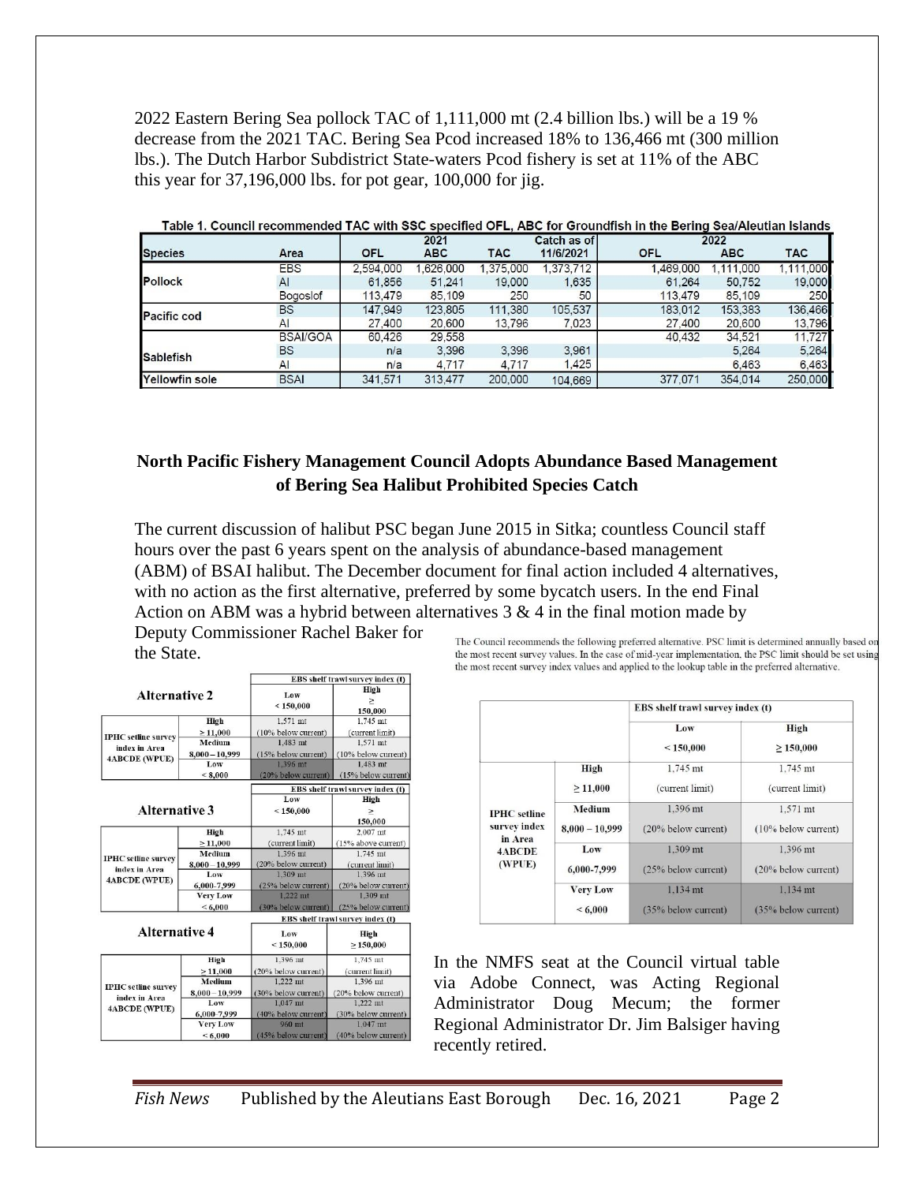2022 Eastern Bering Sea pollock TAC of 1,111,000 mt (2.4 billion lbs.) will be a 19 % decrease from the 2021 TAC. Bering Sea Pcod increased 18% to 136,466 mt (300 million lbs.). The Dutch Harbor Subdistrict State-waters Pcod fishery is set at 11% of the ABC this year for 37,196,000 lbs. for pot gear, 100,000 for jig.

**Table 1. Council recommended TAC with SSC specified OFL, ABC for Groundfish in the Bering Sea/Aleutian Islands**

| | | 2021 | | | Catch as of | 2022 | | |
|---|---|---|---|---|---|---|---|---|
| Species | Area | OFL | ABC | TAC | 11/6/2021 | OFL | ABC | TAC |
| Pollock | EBS | 2,594,000 | 1,626,000 | 1,375,000 | 1,373,712 | 1,469,000 | 1,111,000 | 1,111,000 |
| | AI | 61,856 | 51,241 | 19,000 | 1,635 | 61,264 | 50,752 | 19,000 |
| | Bogoslof | 113,479 | 85,109 | 250 | 50 | 113,479 | 85,109 | 250 |
| Pacific cod | BS | 147,949 | 123,805 | 111,380 | 105,537 | 183,012 | 153,383 | 136,466 |
| | AI | 27,400 | 20,600 | 13,796 | 7,023 | 27,400 | 20,600 | 13,796 |
| Sablefish | BSAI/GOA | 60,426 | 29,558 | | | 40,432 | 34,521 | 11,727 |
| | BS | n/a | 3,396 | 3,396 | 3,961 | | 5,264 | 5,264 |
| | AI | n/a | 4,717 | 4,717 | 1,425 | | 6,463 | 6,463 |
| Yellowfin sole | BSAI | 341,571 | 313,477 | 200,000 | 104,669 | 377,071 | 354,014 | 250,000 |

## North Pacific Fishery Management Council Adopts Abundance Based Management of Bering Sea Halibut Prohibited Species Catch

The current discussion of halibut PSC began June 2015 in Sitka; countless Council staff hours over the past 6 years spent on the analysis of abundance-based management (ABM) of BSAI halibut. The December document for final action included 4 alternatives, with no action as the first alternative, preferred by some bycatch users. In the end Final Action on ABM was a hybrid between alternatives 3 & 4 in the final motion made by Deputy Commissioner Rachel Baker for the State.

**Alternative 2**

| | | EBS shelf trawl survey index (t) | |
|---|---|---|---|
| | | Low < 150,000 | High ≥ 150,000 |
| IPHC setline survey index in Area 4ABCDE (WPUE) | High ≥ 11,000 | 1,571 mt (10% below current) | 1,745 mt (current limit) |
| | Medium 8,000 – 10,999 | 1,483 mt (15% below current) | 1,571 mt (10% below current) |
| | Low < 8,000 | 1,396 mt (20% below current) | 1,483 mt (15% below current) |

**Alternative 3**

| | | EBS shelf trawl survey index (t) | |
|---|---|---|---|
| | | Low < 150,000 | High ≥ 150,000 |
| IPHC setline survey index in Area 4ABCDE (WPUE) | High ≥ 11,000 | 1,745 mt (current limit) | 2,007 mt (15% above current) |
| | Medium 8,000 – 10,999 | 1,396 mt (20% below current) | 1,745 mt (current limit) |
| | Low 6,000-7,999 | 1,309 mt (25% below current) | 1,396 mt (20% below current) |
| | Very Low < 6,000 | 1,222 mt (30% below current) | 1,309 mt (25% below current) |

**Alternative 4**

| | | EBS shelf trawl survey index (t) | |
|---|---|---|---|
| | | Low < 150,000 | High ≥ 150,000 |
| IPHC setline survey index in Area 4ABCDE (WPUE) | High ≥ 11,000 | 1,396 mt (20% below current) | 1,745 mt (current limit) |
| | Medium 8,000 – 10,999 | 1,222 mt (30% below current) | 1,396 mt (20% below current) |
| | Low 6,000-7,999 | 1,047 mt (40% below current) | 1,222 mt (30% below current) |
| | Very Low < 6,000 | 960 mt (45% below current) | 1,047 mt (40% below current) |

The Council recommends the following preferred alternative. PSC limit is determined annually based on the most recent survey values. In the case of mid-year implementation, the PSC limit should be set using the most recent survey index values and applied to the lookup table in the preferred alternative.

| | | EBS shelf trawl survey index (t) | |
|---|---|---|---|
| | | Low < 150,000 | High ≥ 150,000 |
| IPHC setline survey index in Area 4ABCDE (WPUE) | High ≥ 11,000 | 1,745 mt (current limit) | 1,745 mt (current limit) |
| | Medium 8,000 – 10,999 | 1,396 mt (20% below current) | 1,571 mt (10% below current) |
| | Low 6,000-7,999 | 1,309 mt (25% below current) | 1,396 mt (20% below current) |
| | Very Low < 6,000 | 1,134 mt (35% below current) | 1,134 mt (35% below current) |

In the NMFS seat at the Council virtual table via Adobe Connect, was Acting Regional Administrator Doug Mecum; the former Regional Administrator Dr. Jim Balsiger having recently retired.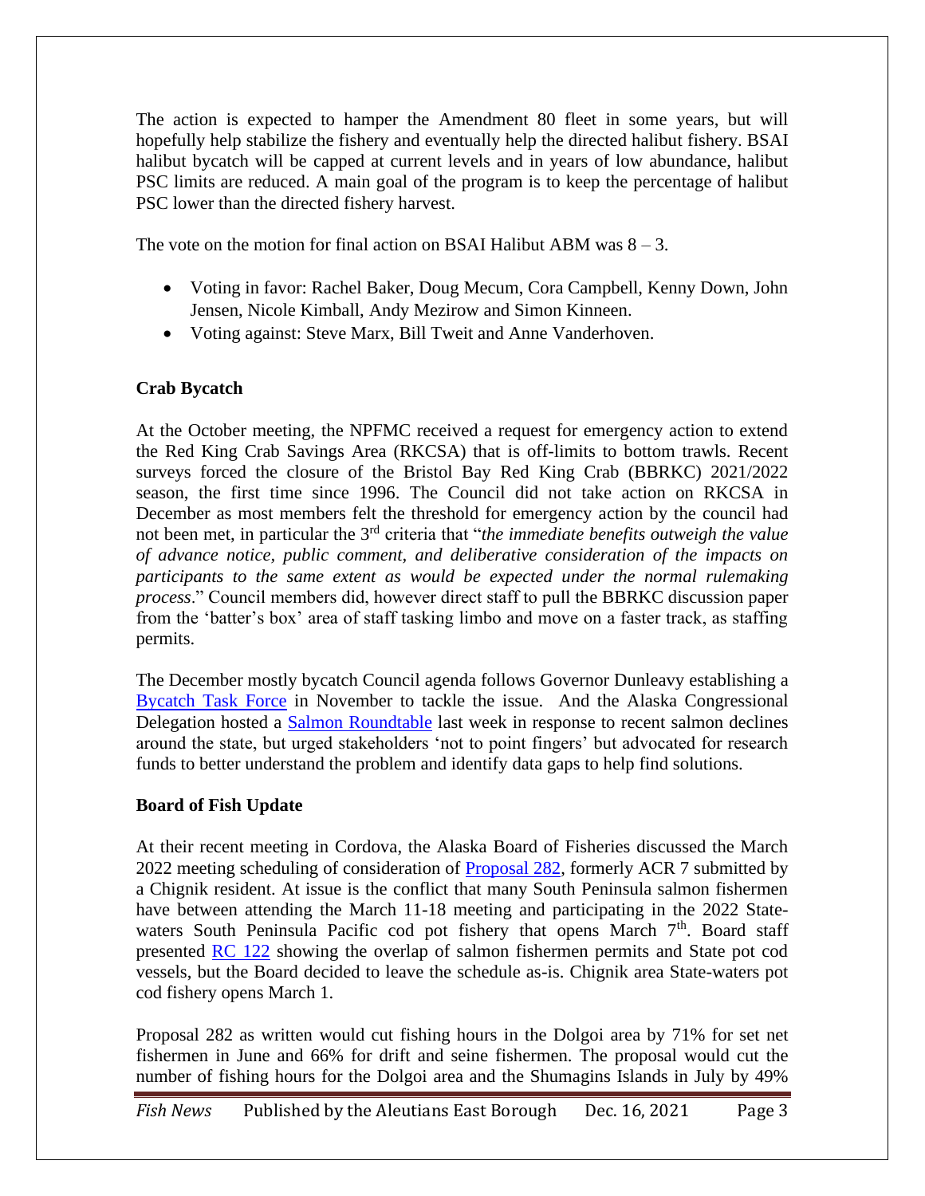The action is expected to hamper the Amendment 80 fleet in some years, but will hopefully help stabilize the fishery and eventually help the directed halibut fishery. BSAI halibut bycatch will be capped at current levels and in years of low abundance, halibut PSC limits are reduced. A main goal of the program is to keep the percentage of halibut PSC lower than the directed fishery harvest.

The vote on the motion for final action on BSAI Halibut ABM was 8 – 3.

- Voting in favor: Rachel Baker, Doug Mecum, Cora Campbell, Kenny Down, John Jensen, Nicole Kimball, Andy Mezirow and Simon Kinneen.
- Voting against: Steve Marx, Bill Tweit and Anne Vanderhoven.

**Crab Bycatch**

At the October meeting, the NPFMC received a request for emergency action to extend the Red King Crab Savings Area (RKCSA) that is off-limits to bottom trawls. Recent surveys forced the closure of the Bristol Bay Red King Crab (BBRKC) 2021/2022 season, the first time since 1996. The Council did not take action on RKCSA in December as most members felt the threshold for emergency action by the council had not been met, in particular the 3rd criteria that "*the immediate benefits outweigh the value of advance notice, public comment, and deliberative consideration of the impacts on participants to the same extent as would be expected under the normal rulemaking process*." Council members did, however direct staff to pull the BBRKC discussion paper from the 'batter's box' area of staff tasking limbo and move on a faster track, as staffing permits.

The December mostly bycatch Council agenda follows Governor Dunleavy establishing a [Bycatch Task Force](https://gov.alaska.gov) in November to tackle the issue. And the Alaska Congressional Delegation hosted a [Salmon Roundtable](https://www.murkowski.senate.gov) last week in response to recent salmon declines around the state, but urged stakeholders 'not to point fingers' but advocated for research funds to better understand the problem and identify data gaps to help find solutions.

**Board of Fish Update**

At their recent meeting in Cordova, the Alaska Board of Fisheries discussed the March 2022 meeting scheduling of consideration of [Proposal 282](https://www.adfg.alaska.gov), formerly ACR 7 submitted by a Chignik resident. At issue is the conflict that many South Peninsula salmon fishermen have between attending the March 11-18 meeting and participating in the 2022 State-waters South Peninsula Pacific cod pot fishery that opens March 7th. Board staff presented [RC 122](https://www.adfg.alaska.gov) showing the overlap of salmon fishermen permits and State pot cod vessels, but the Board decided to leave the schedule as-is. Chignik area State-waters pot cod fishery opens March 1.

Proposal 282 as written would cut fishing hours in the Dolgoi area by 71% for set net fishermen in June and 66% for drift and seine fishermen. The proposal would cut the number of fishing hours for the Dolgoi area and the Shumagins Islands in July by 49%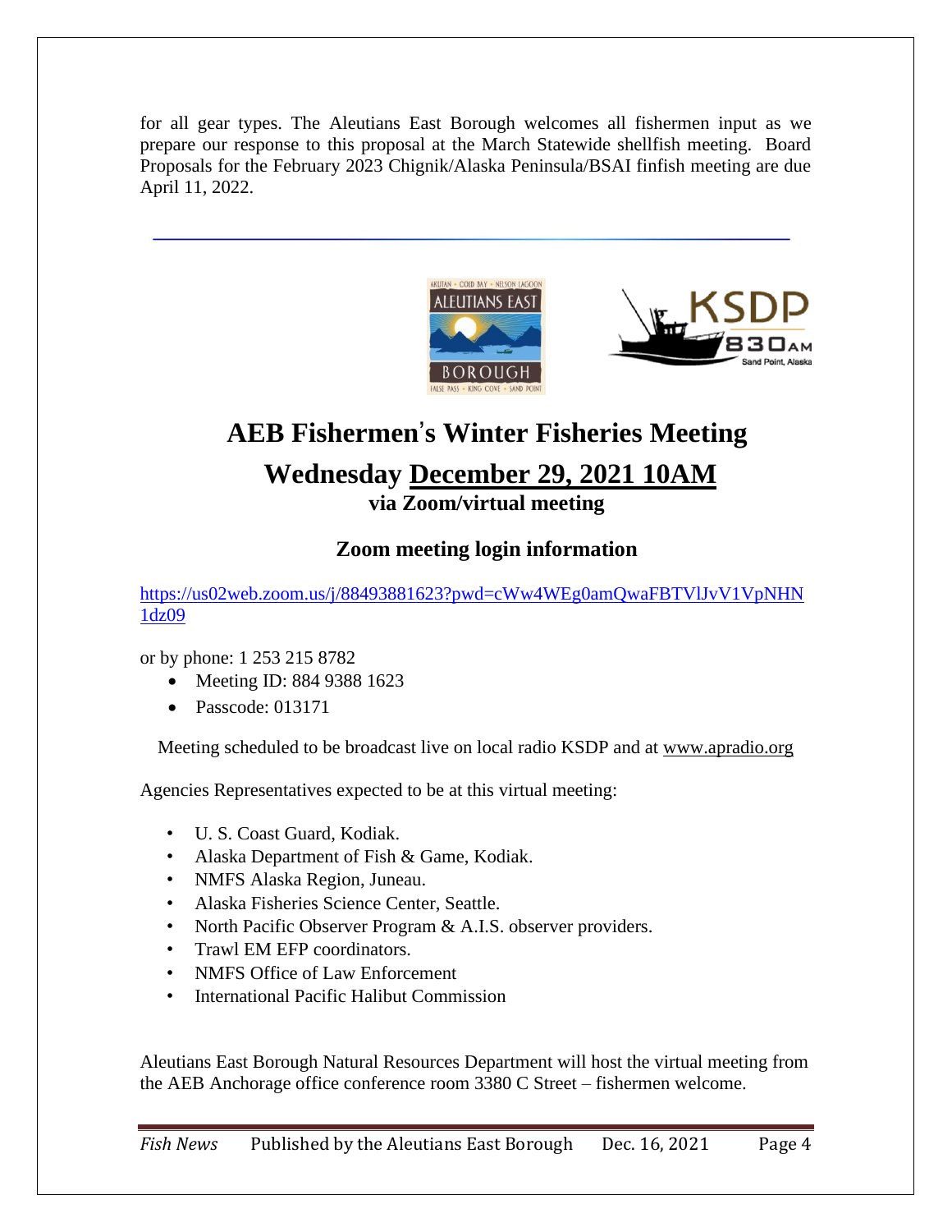for all gear types. The Aleutians East Borough welcomes all fishermen input as we prepare our response to this proposal at the March Statewide shellfish meeting. Board Proposals for the February 2023 Chignik/Alaska Peninsula/BSAI finfish meeting are due April 11, 2022.

---

# AEB Fishermen's Winter Fisheries Meeting

## Wednesday December 29, 2021 10AM

### via Zoom/virtual meeting

### Zoom meeting login information

https://us02web.zoom.us/j/88493881623?pwd=cWw4WEg0amQwaFBTVlJvV1VpNHN1dz09

or by phone: 1 253 215 8782

- Meeting ID: 884 9388 1623
- Passcode: 013171

Meeting scheduled to be broadcast live on local radio KSDP and at www.apradio.org

Agencies Representatives expected to be at this virtual meeting:

- U. S. Coast Guard, Kodiak.
- Alaska Department of Fish & Game, Kodiak.
- NMFS Alaska Region, Juneau.
- Alaska Fisheries Science Center, Seattle.
- North Pacific Observer Program & A.I.S. observer providers.
- Trawl EM EFP coordinators.
- NMFS Office of Law Enforcement
- International Pacific Halibut Commission

Aleutians East Borough Natural Resources Department will host the virtual meeting from the AEB Anchorage office conference room 3380 C Street – fishermen welcome.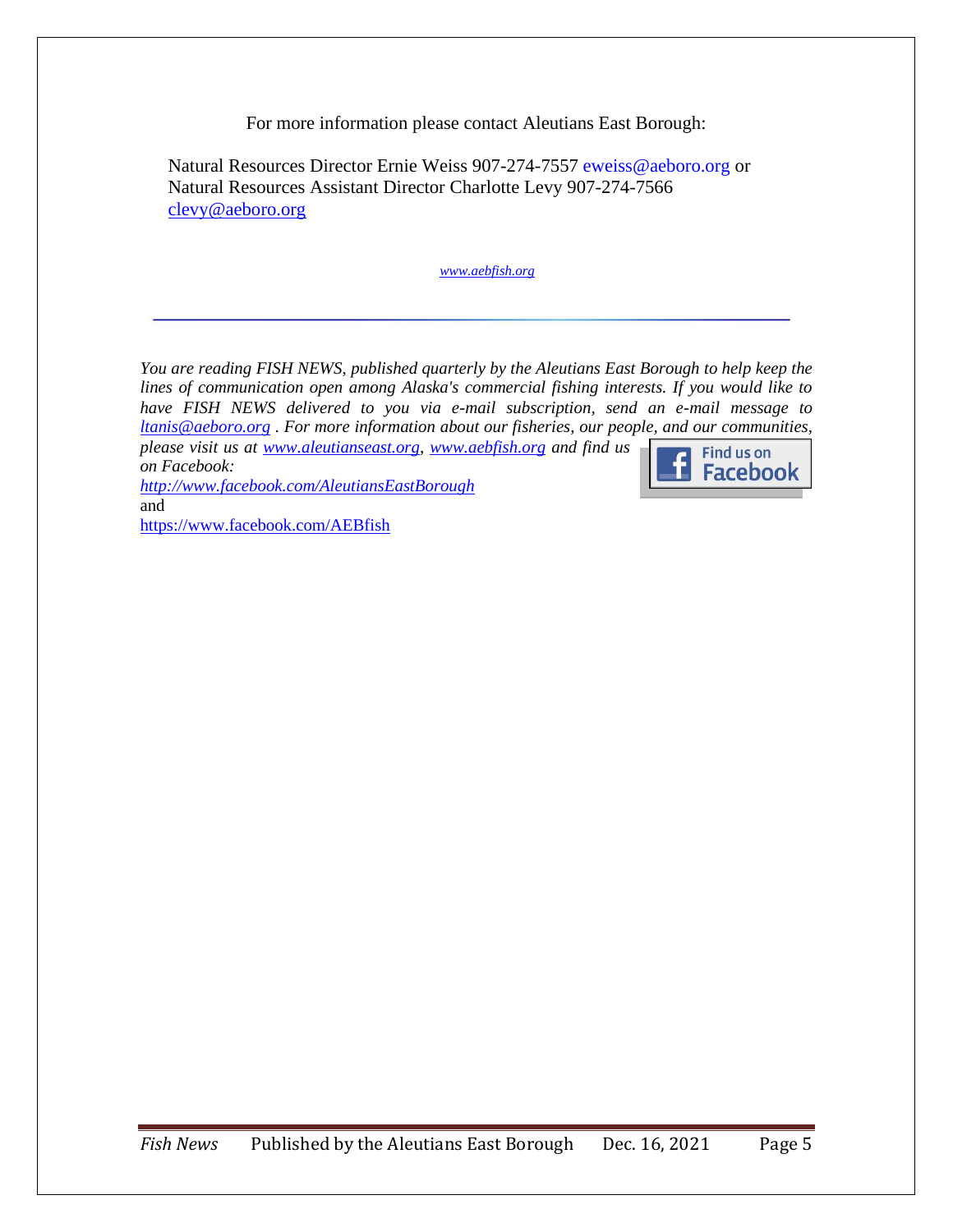For more information please contact Aleutians East Borough:

Natural Resources Director Ernie Weiss 907-274-7557 eweiss@aeboro.org or
Natural Resources Assistant Director Charlotte Levy 907-274-7566
clevy@aeboro.org

*www.aebfish.org*

---

*You are reading FISH NEWS, published quarterly by the Aleutians East Borough to help keep the lines of communication open among Alaska's commercial fishing interests. If you would like to have FISH NEWS delivered to you via e-mail subscription, send an e-mail message to ltanis@aeboro.org . For more information about our fisheries, our people, and our communities, please visit us at www.aleutianseast.org, www.aebfish.org and find us on Facebook:*
*http://www.facebook.com/AleutiansEastBorough*
and
https://www.facebook.com/AEBfish

Find us on Facebook